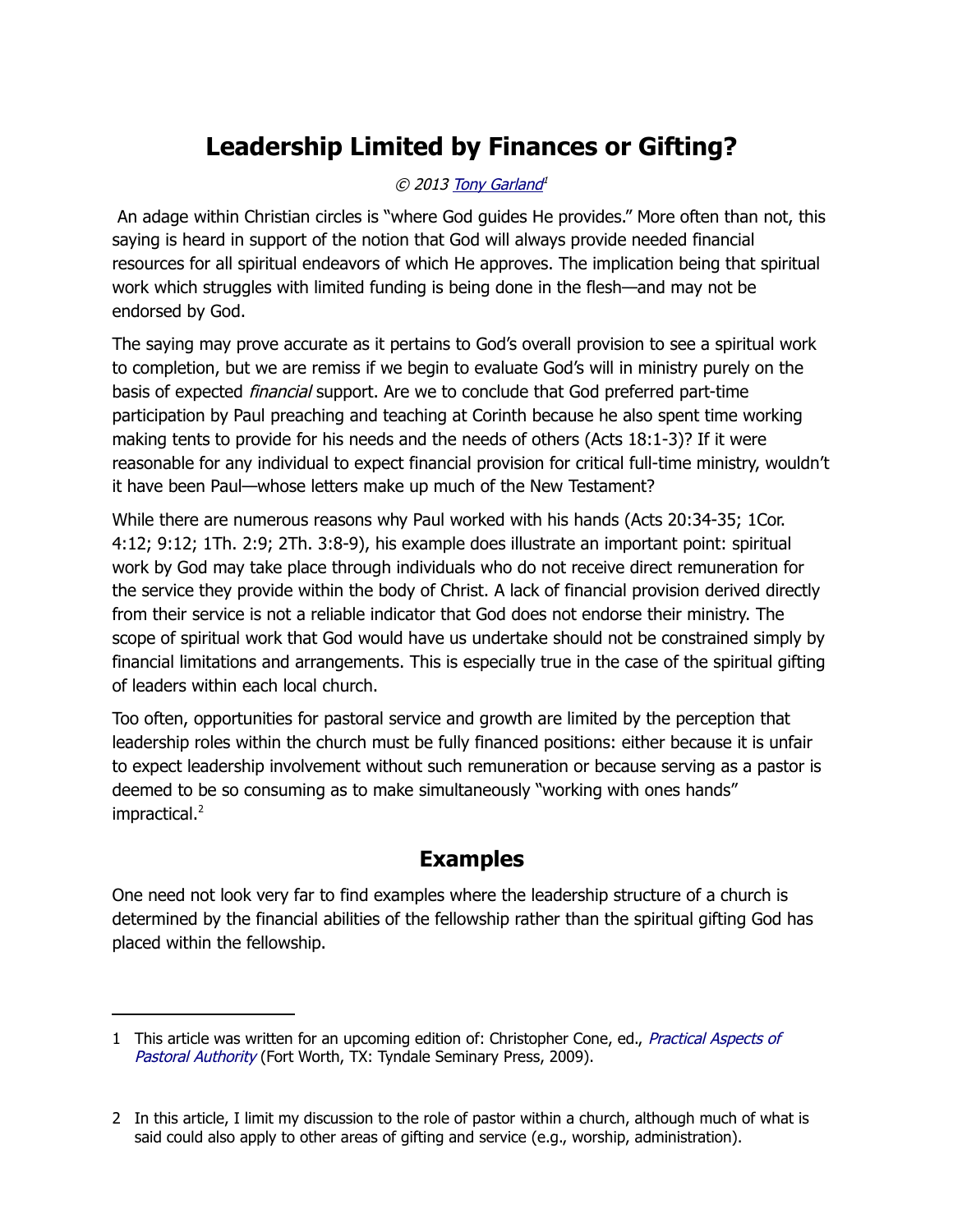# Leadership Limited by Finances or Gifting?

*© 2013 Tony Garland*[1]

An adage within Christian circles is "where God guides He provides." More often than not, this saying is heard in support of the notion that God will always provide needed financial resources for all spiritual endeavors of which He approves. The implication being that spiritual work which struggles with limited funding is being done in the flesh—and may not be endorsed by God.

The saying may prove accurate as it pertains to God's overall provision to see a spiritual work to completion, but we are remiss if we begin to evaluate God's will in ministry purely on the basis of expected *financial* support. Are we to conclude that God preferred part-time participation by Paul preaching and teaching at Corinth because he also spent time working making tents to provide for his needs and the needs of others (Acts 18:1-3)? If it were reasonable for any individual to expect financial provision for critical full-time ministry, wouldn't it have been Paul—whose letters make up much of the New Testament?

While there are numerous reasons why Paul worked with his hands (Acts 20:34-35; 1Cor. 4:12; 9:12; 1Th. 2:9; 2Th. 3:8-9), his example does illustrate an important point: spiritual work by God may take place through individuals who do not receive direct remuneration for the service they provide within the body of Christ. A lack of financial provision derived directly from their service is not a reliable indicator that God does not endorse their ministry. The scope of spiritual work that God would have us undertake should not be constrained simply by financial limitations and arrangements. This is especially true in the case of the spiritual gifting of leaders within each local church.

Too often, opportunities for pastoral service and growth are limited by the perception that leadership roles within the church must be fully financed positions: either because it is unfair to expect leadership involvement without such remuneration or because serving as a pastor is deemed to be so consuming as to make simultaneously "working with ones hands" impractical.[2]

## Examples

One need not look very far to find examples where the leadership structure of a church is determined by the financial abilities of the fellowship rather than the spiritual gifting God has placed within the fellowship.

---

1 This article was written for an upcoming edition of: Christopher Cone, ed., *Practical Aspects of Pastoral Authority* (Fort Worth, TX: Tyndale Seminary Press, 2009).

2 In this article, I limit my discussion to the role of pastor within a church, although much of what is said could also apply to other areas of gifting and service (e.g., worship, administration).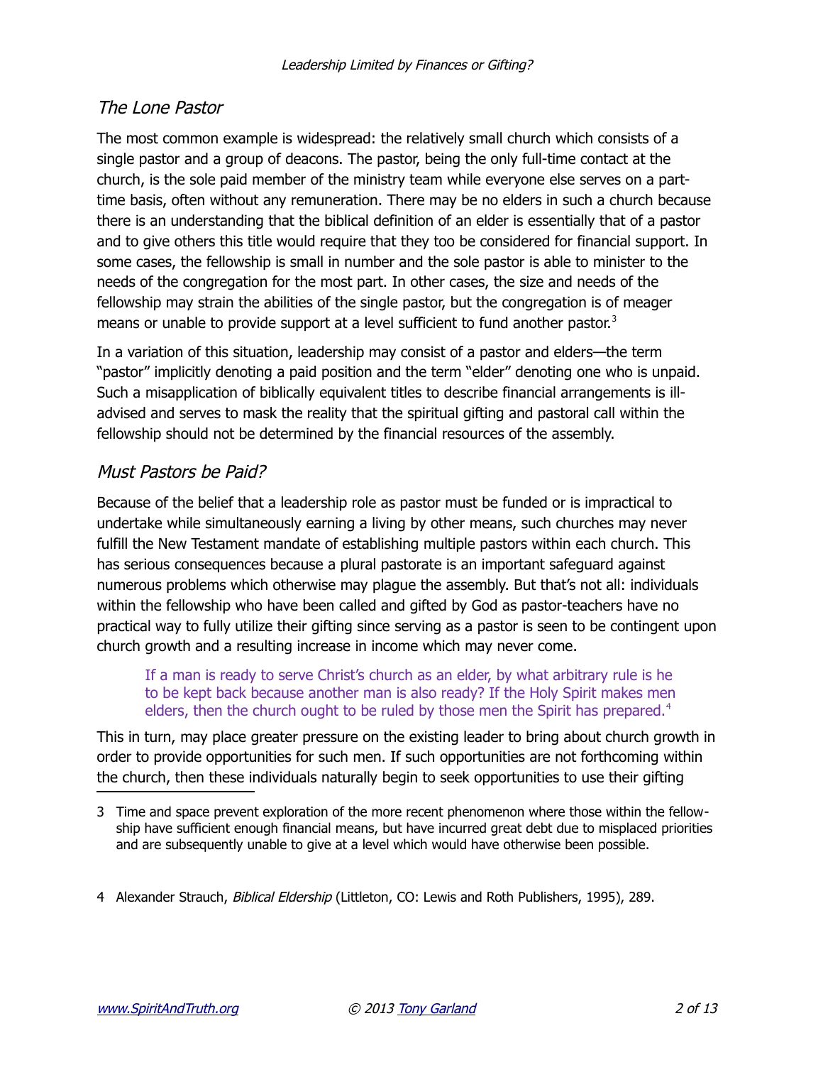## *The Lone Pastor*

The most common example is widespread: the relatively small church which consists of a single pastor and a group of deacons. The pastor, being the only full-time contact at the church, is the sole paid member of the ministry team while everyone else serves on a part-time basis, often without any remuneration. There may be no elders in such a church because there is an understanding that the biblical definition of an elder is essentially that of a pastor and to give others this title would require that they too be considered for financial support. In some cases, the fellowship is small in number and the sole pastor is able to minister to the needs of the congregation for the most part. In other cases, the size and needs of the fellowship may strain the abilities of the single pastor, but the congregation is of meager means or unable to provide support at a level sufficient to fund another pastor.[3]

In a variation of this situation, leadership may consist of a pastor and elders—the term "pastor" implicitly denoting a paid position and the term "elder" denoting one who is unpaid. Such a misapplication of biblically equivalent titles to describe financial arrangements is ill-advised and serves to mask the reality that the spiritual gifting and pastoral call within the fellowship should not be determined by the financial resources of the assembly.

## *Must Pastors be Paid?*

Because of the belief that a leadership role as pastor must be funded or is impractical to undertake while simultaneously earning a living by other means, such churches may never fulfill the New Testament mandate of establishing multiple pastors within each church. This has serious consequences because a plural pastorate is an important safeguard against numerous problems which otherwise may plague the assembly. But that's not all: individuals within the fellowship who have been called and gifted by God as pastor-teachers have no practical way to fully utilize their gifting since serving as a pastor is seen to be contingent upon church growth and a resulting increase in income which may never come.

> If a man is ready to serve Christ's church as an elder, by what arbitrary rule is he to be kept back because another man is also ready? If the Holy Spirit makes men elders, then the church ought to be ruled by those men the Spirit has prepared.[4]

This in turn, may place greater pressure on the existing leader to bring about church growth in order to provide opportunities for such men. If such opportunities are not forthcoming within the church, then these individuals naturally begin to seek opportunities to use their gifting

---

3 Time and space prevent exploration of the more recent phenomenon where those within the fellowship have sufficient enough financial means, but have incurred great debt due to misplaced priorities and are subsequently unable to give at a level which would have otherwise been possible.

4 Alexander Strauch, *Biblical Eldership* (Littleton, CO: Lewis and Roth Publishers, 1995), 289.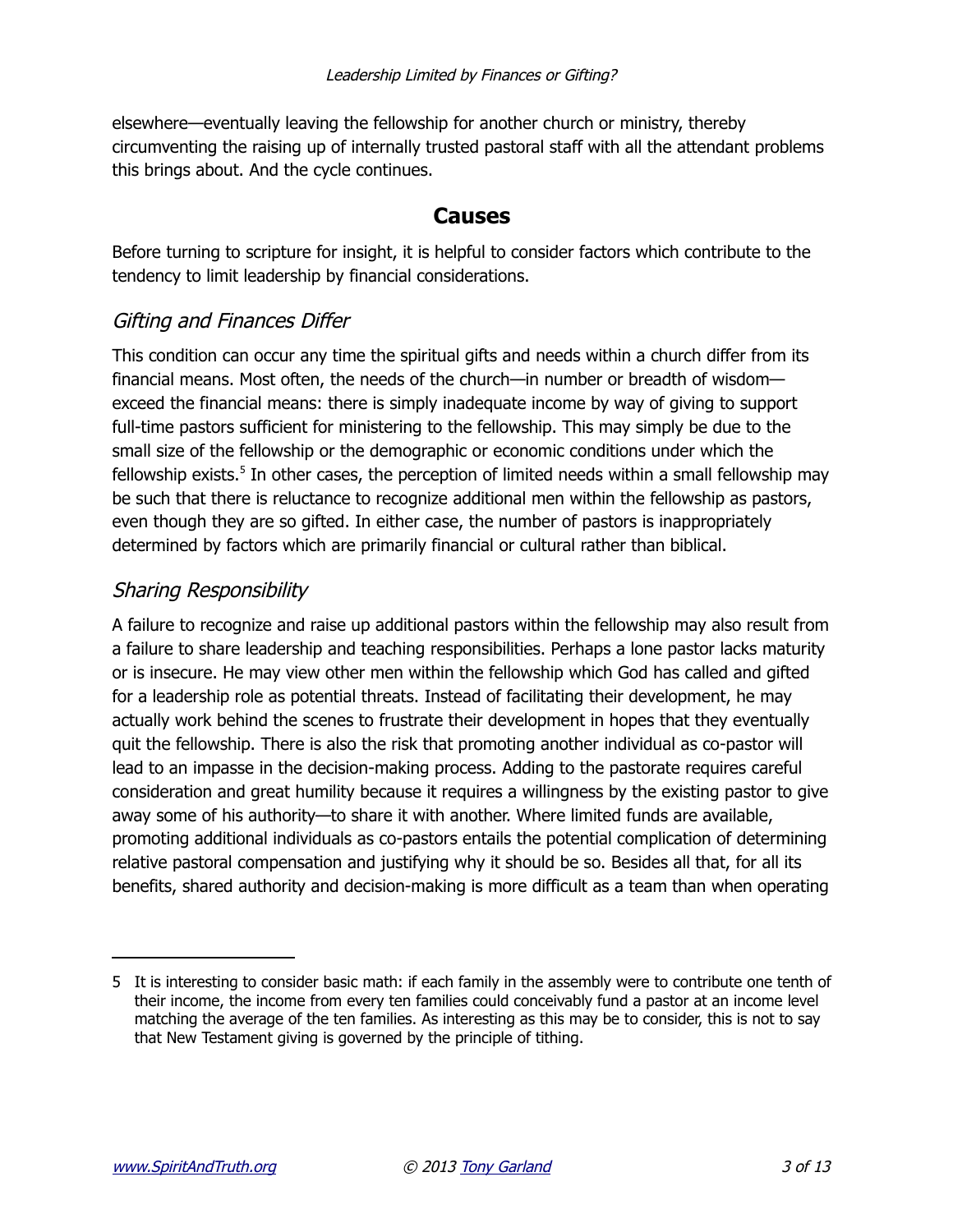elsewhere—eventually leaving the fellowship for another church or ministry, thereby circumventing the raising up of internally trusted pastoral staff with all the attendant problems this brings about. And the cycle continues.

## Causes

Before turning to scripture for insight, it is helpful to consider factors which contribute to the tendency to limit leadership by financial considerations.

### *Gifting and Finances Differ*

This condition can occur any time the spiritual gifts and needs within a church differ from its financial means. Most often, the needs of the church—in number or breadth of wisdom—exceed the financial means: there is simply inadequate income by way of giving to support full-time pastors sufficient for ministering to the fellowship. This may simply be due to the small size of the fellowship or the demographic or economic conditions under which the fellowship exists.[5] In other cases, the perception of limited needs within a small fellowship may be such that there is reluctance to recognize additional men within the fellowship as pastors, even though they are so gifted. In either case, the number of pastors is inappropriately determined by factors which are primarily financial or cultural rather than biblical.

### *Sharing Responsibility*

A failure to recognize and raise up additional pastors within the fellowship may also result from a failure to share leadership and teaching responsibilities. Perhaps a lone pastor lacks maturity or is insecure. He may view other men within the fellowship which God has called and gifted for a leadership role as potential threats. Instead of facilitating their development, he may actually work behind the scenes to frustrate their development in hopes that they eventually quit the fellowship. There is also the risk that promoting another individual as co-pastor will lead to an impasse in the decision-making process. Adding to the pastorate requires careful consideration and great humility because it requires a willingness by the existing pastor to give away some of his authority—to share it with another. Where limited funds are available, promoting additional individuals as co-pastors entails the potential complication of determining relative pastoral compensation and justifying why it should be so. Besides all that, for all its benefits, shared authority and decision-making is more difficult as a team than when operating

---

5 It is interesting to consider basic math: if each family in the assembly were to contribute one tenth of their income, the income from every ten families could conceivably fund a pastor at an income level matching the average of the ten families. As interesting as this may be to consider, this is not to say that New Testament giving is governed by the principle of tithing.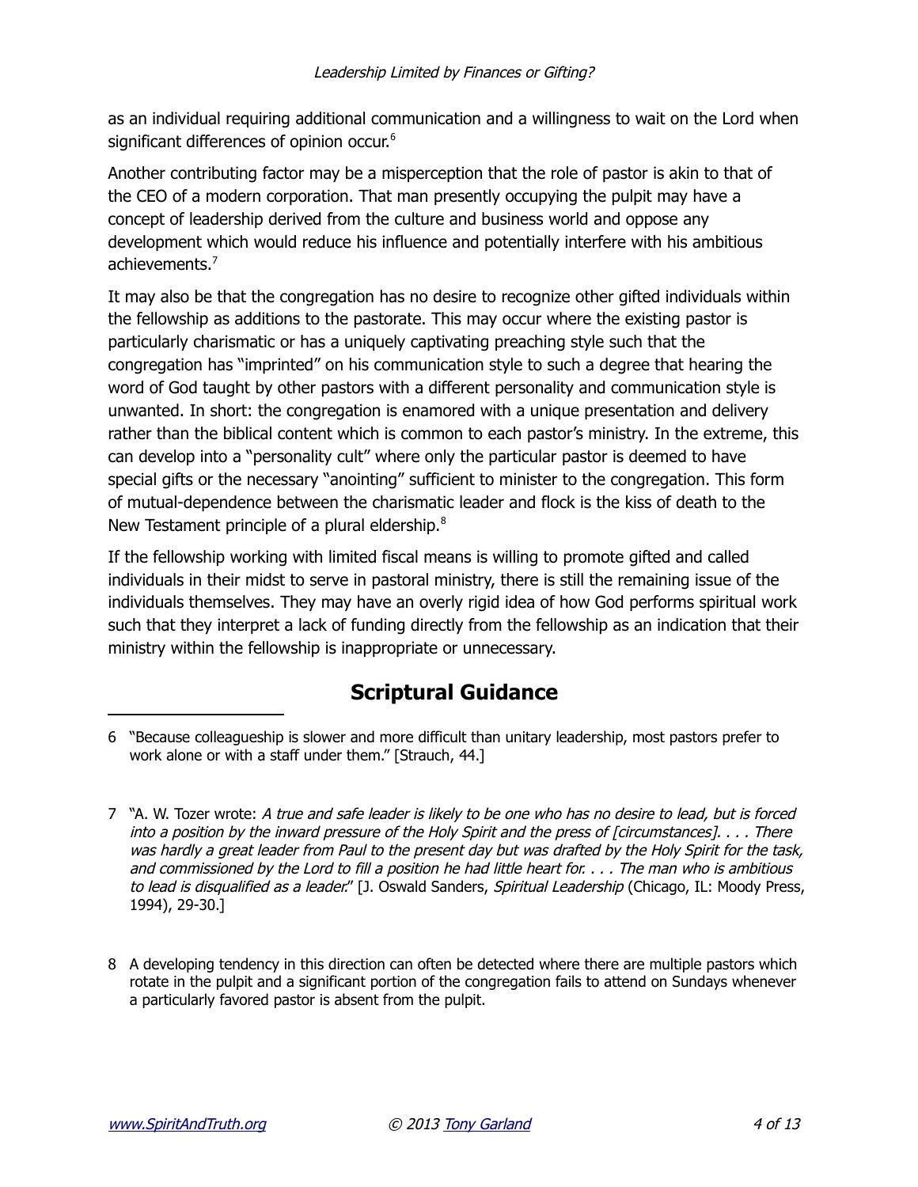as an individual requiring additional communication and a willingness to wait on the Lord when significant differences of opinion occur.[6]

Another contributing factor may be a misperception that the role of pastor is akin to that of the CEO of a modern corporation. That man presently occupying the pulpit may have a concept of leadership derived from the culture and business world and oppose any development which would reduce his influence and potentially interfere with his ambitious achievements.[7]

It may also be that the congregation has no desire to recognize other gifted individuals within the fellowship as additions to the pastorate. This may occur where the existing pastor is particularly charismatic or has a uniquely captivating preaching style such that the congregation has "imprinted" on his communication style to such a degree that hearing the word of God taught by other pastors with a different personality and communication style is unwanted. In short: the congregation is enamored with a unique presentation and delivery rather than the biblical content which is common to each pastor's ministry. In the extreme, this can develop into a "personality cult" where only the particular pastor is deemed to have special gifts or the necessary "anointing" sufficient to minister to the congregation. This form of mutual-dependence between the charismatic leader and flock is the kiss of death to the New Testament principle of a plural eldership.[8]

If the fellowship working with limited fiscal means is willing to promote gifted and called individuals in their midst to serve in pastoral ministry, there is still the remaining issue of the individuals themselves. They may have an overly rigid idea of how God performs spiritual work such that they interpret a lack of funding directly from the fellowship as an indication that their ministry within the fellowship is inappropriate or unnecessary.

## Scriptural Guidance

---

6 "Because colleagueship is slower and more difficult than unitary leadership, most pastors prefer to work alone or with a staff under them." [Strauch, 44.]

7 "A. W. Tozer wrote: *A true and safe leader is likely to be one who has no desire to lead, but is forced into a position by the inward pressure of the Holy Spirit and the press of [circumstances]. . . . There was hardly a great leader from Paul to the present day but was drafted by the Holy Spirit for the task, and commissioned by the Lord to fill a position he had little heart for. . . . The man who is ambitious to lead is disqualified as a leader.*" [J. Oswald Sanders, *Spiritual Leadership* (Chicago, IL: Moody Press, 1994), 29-30.]

8 A developing tendency in this direction can often be detected where there are multiple pastors which rotate in the pulpit and a significant portion of the congregation fails to attend on Sundays whenever a particularly favored pastor is absent from the pulpit.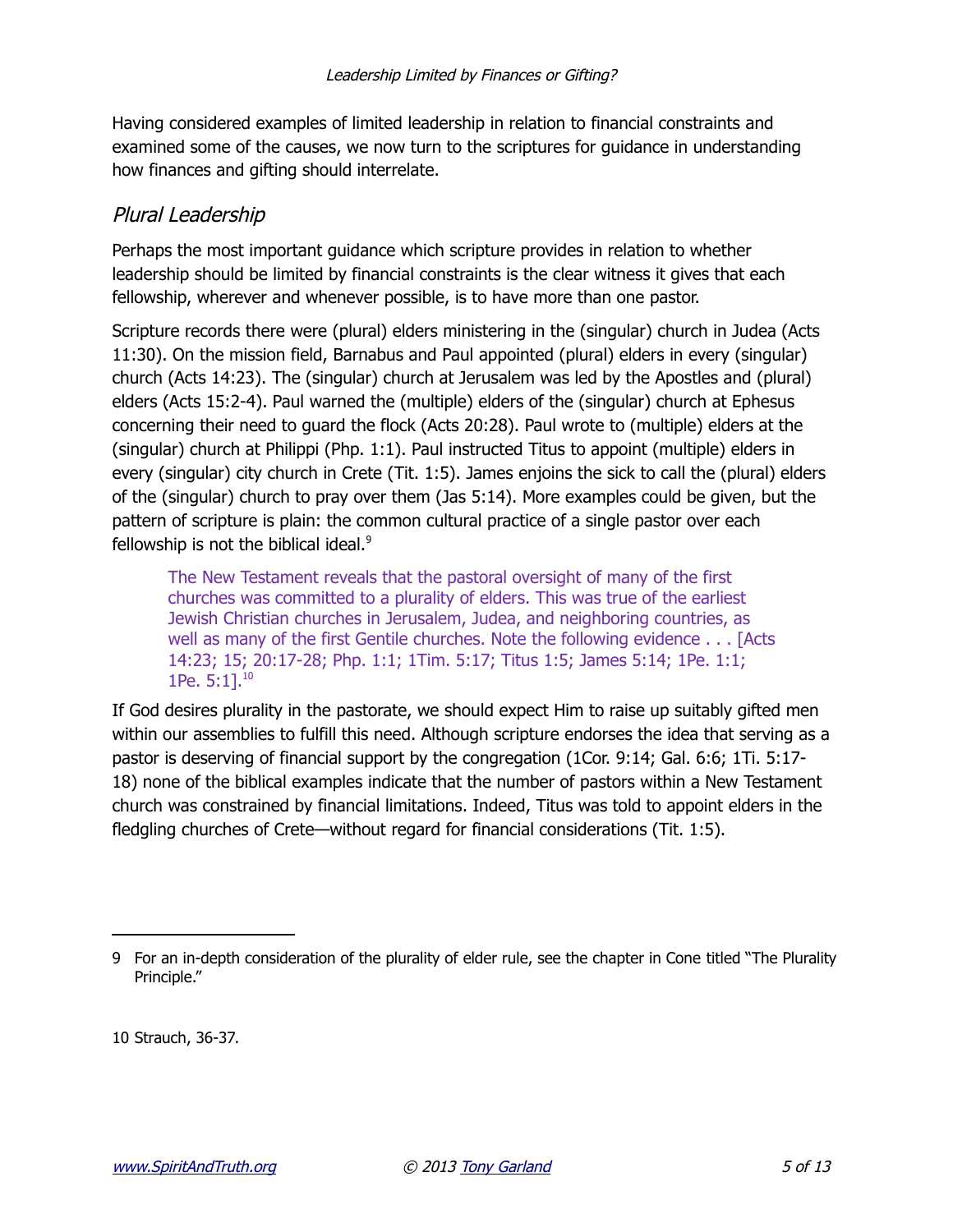Having considered examples of limited leadership in relation to financial constraints and examined some of the causes, we now turn to the scriptures for guidance in understanding how finances and gifting should interrelate.

## *Plural Leadership*

Perhaps the most important guidance which scripture provides in relation to whether leadership should be limited by financial constraints is the clear witness it gives that each fellowship, wherever and whenever possible, is to have more than one pastor.

Scripture records there were (plural) elders ministering in the (singular) church in Judea (Acts 11:30). On the mission field, Barnabus and Paul appointed (plural) elders in every (singular) church (Acts 14:23). The (singular) church at Jerusalem was led by the Apostles and (plural) elders (Acts 15:2-4). Paul warned the (multiple) elders of the (singular) church at Ephesus concerning their need to guard the flock (Acts 20:28). Paul wrote to (multiple) elders at the (singular) church at Philippi (Php. 1:1). Paul instructed Titus to appoint (multiple) elders in every (singular) city church in Crete (Tit. 1:5). James enjoins the sick to call the (plural) elders of the (singular) church to pray over them (Jas 5:14). More examples could be given, but the pattern of scripture is plain: the common cultural practice of a single pastor over each fellowship is not the biblical ideal.[9]

> The New Testament reveals that the pastoral oversight of many of the first churches was committed to a plurality of elders. This was true of the earliest Jewish Christian churches in Jerusalem, Judea, and neighboring countries, as well as many of the first Gentile churches. Note the following evidence . . . [Acts 14:23; 15; 20:17-28; Php. 1:1; 1Tim. 5:17; Titus 1:5; James 5:14; 1Pe. 1:1; 1Pe. 5:1].[10]

If God desires plurality in the pastorate, we should expect Him to raise up suitably gifted men within our assemblies to fulfill this need. Although scripture endorses the idea that serving as a pastor is deserving of financial support by the congregation (1Cor. 9:14; Gal. 6:6; 1Ti. 5:17-18) none of the biblical examples indicate that the number of pastors within a New Testament church was constrained by financial limitations. Indeed, Titus was told to appoint elders in the fledgling churches of Crete—without regard for financial considerations (Tit. 1:5).

---

9 For an in-depth consideration of the plurality of elder rule, see the chapter in Cone titled "The Plurality Principle."

10 Strauch, 36-37.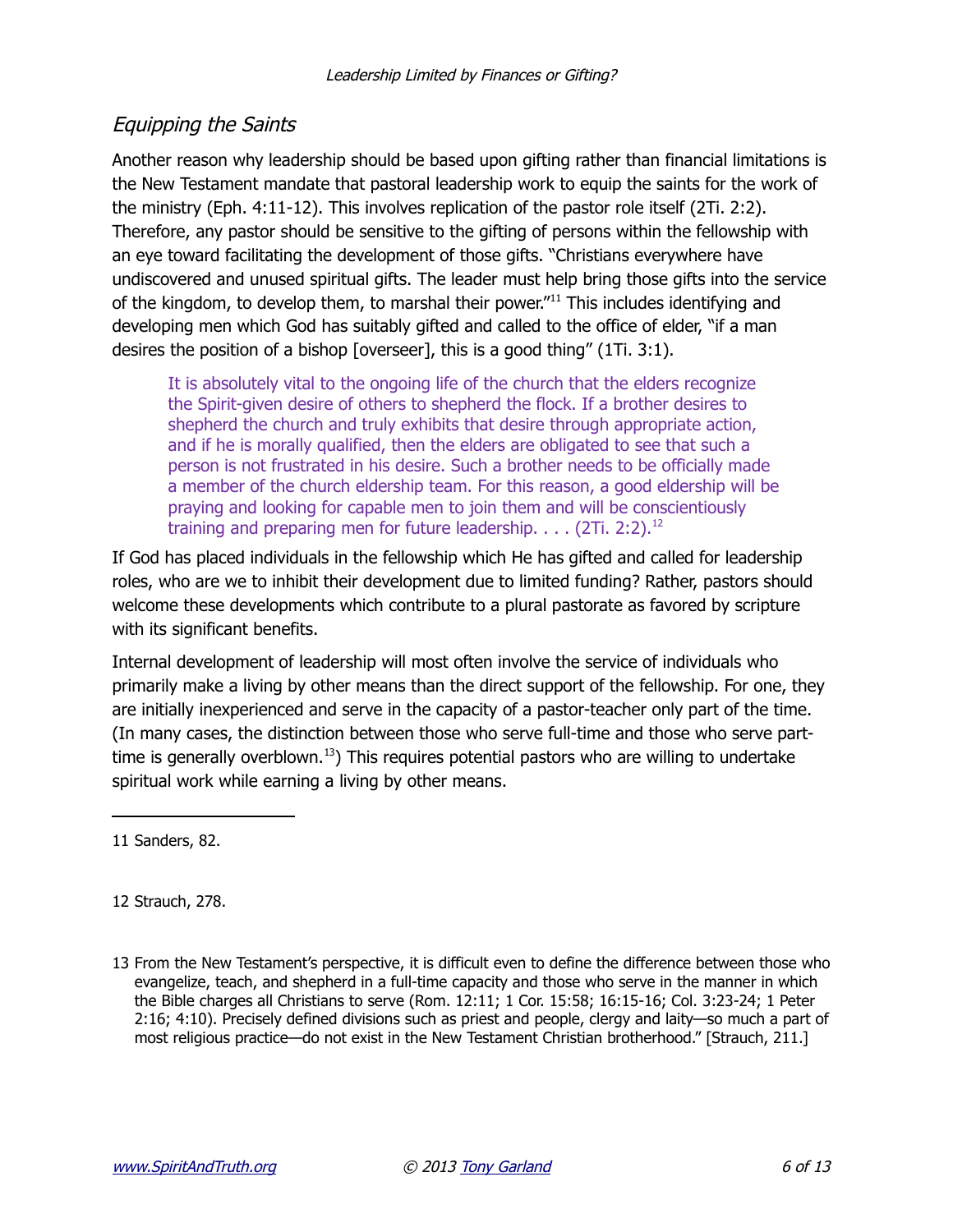## *Equipping the Saints*

Another reason why leadership should be based upon gifting rather than financial limitations is the New Testament mandate that pastoral leadership work to equip the saints for the work of the ministry (Eph. 4:11-12). This involves replication of the pastor role itself (2Ti. 2:2). Therefore, any pastor should be sensitive to the gifting of persons within the fellowship with an eye toward facilitating the development of those gifts. "Christians everywhere have undiscovered and unused spiritual gifts. The leader must help bring those gifts into the service of the kingdom, to develop them, to marshal their power."[11] This includes identifying and developing men which God has suitably gifted and called to the office of elder, "if a man desires the position of a bishop [overseer], this is a good thing" (1Ti. 3:1).

> It is absolutely vital to the ongoing life of the church that the elders recognize the Spirit-given desire of others to shepherd the flock. If a brother desires to shepherd the church and truly exhibits that desire through appropriate action, and if he is morally qualified, then the elders are obligated to see that such a person is not frustrated in his desire. Such a brother needs to be officially made a member of the church eldership team. For this reason, a good eldership will be praying and looking for capable men to join them and will be conscientiously training and preparing men for future leadership. . . . (2Ti. 2:2).[12]

If God has placed individuals in the fellowship which He has gifted and called for leadership roles, who are we to inhibit their development due to limited funding? Rather, pastors should welcome these developments which contribute to a plural pastorate as favored by scripture with its significant benefits.

Internal development of leadership will most often involve the service of individuals who primarily make a living by other means than the direct support of the fellowship. For one, they are initially inexperienced and serve in the capacity of a pastor-teacher only part of the time. (In many cases, the distinction between those who serve full-time and those who serve part-time is generally overblown.[13]) This requires potential pastors who are willing to undertake spiritual work while earning a living by other means.

---

11 Sanders, 82.

12 Strauch, 278.

13 From the New Testament's perspective, it is difficult even to define the difference between those who evangelize, teach, and shepherd in a full-time capacity and those who serve in the manner in which the Bible charges all Christians to serve (Rom. 12:11; 1 Cor. 15:58; 16:15-16; Col. 3:23-24; 1 Peter 2:16; 4:10). Precisely defined divisions such as priest and people, clergy and laity—so much a part of most religious practice—do not exist in the New Testament Christian brotherhood." [Strauch, 211.]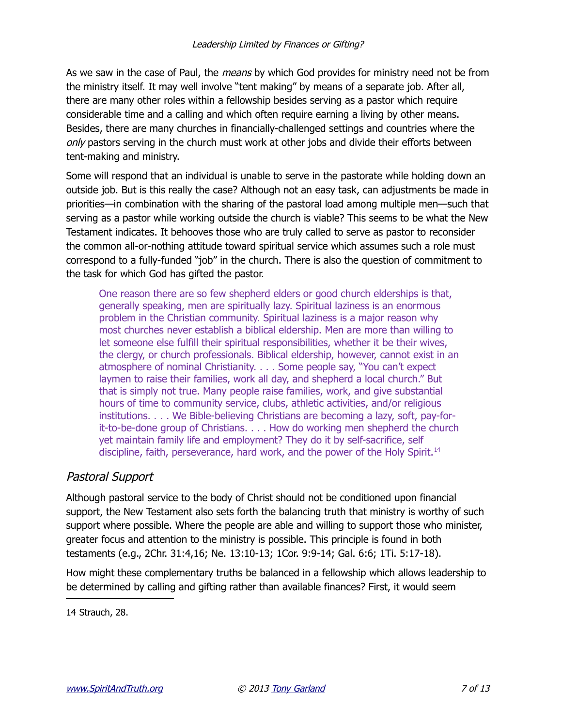As we saw in the case of Paul, the *means* by which God provides for ministry need not be from the ministry itself. It may well involve "tent making" by means of a separate job. After all, there are many other roles within a fellowship besides serving as a pastor which require considerable time and a calling and which often require earning a living by other means. Besides, there are many churches in financially-challenged settings and countries where the *only* pastors serving in the church must work at other jobs and divide their efforts between tent-making and ministry.

Some will respond that an individual is unable to serve in the pastorate while holding down an outside job. But is this really the case? Although not an easy task, can adjustments be made in priorities—in combination with the sharing of the pastoral load among multiple men—such that serving as a pastor while working outside the church is viable? This seems to be what the New Testament indicates. It behooves those who are truly called to serve as pastor to reconsider the common all-or-nothing attitude toward spiritual service which assumes such a role must correspond to a fully-funded "job" in the church. There is also the question of commitment to the task for which God has gifted the pastor.

> One reason there are so few shepherd elders or good church elderships is that, generally speaking, men are spiritually lazy. Spiritual laziness is an enormous problem in the Christian community. Spiritual laziness is a major reason why most churches never establish a biblical eldership. Men are more than willing to let someone else fulfill their spiritual responsibilities, whether it be their wives, the clergy, or church professionals. Biblical eldership, however, cannot exist in an atmosphere of nominal Christianity. . . . Some people say, "You can't expect laymen to raise their families, work all day, and shepherd a local church." But that is simply not true. Many people raise families, work, and give substantial hours of time to community service, clubs, athletic activities, and/or religious institutions. . . . We Bible-believing Christians are becoming a lazy, soft, pay-for-it-to-be-done group of Christians. . . . How do working men shepherd the church yet maintain family life and employment? They do it by self-sacrifice, self discipline, faith, perseverance, hard work, and the power of the Holy Spirit.[14]

## *Pastoral Support*

Although pastoral service to the body of Christ should not be conditioned upon financial support, the New Testament also sets forth the balancing truth that ministry is worthy of such support where possible. Where the people are able and willing to support those who minister, greater focus and attention to the ministry is possible. This principle is found in both testaments (e.g., 2Chr. 31:4,16; Ne. 13:10-13; 1Cor. 9:9-14; Gal. 6:6; 1Ti. 5:17-18).

How might these complementary truths be balanced in a fellowship which allows leadership to be determined by calling and gifting rather than available finances? First, it would seem

---

14 Strauch, 28.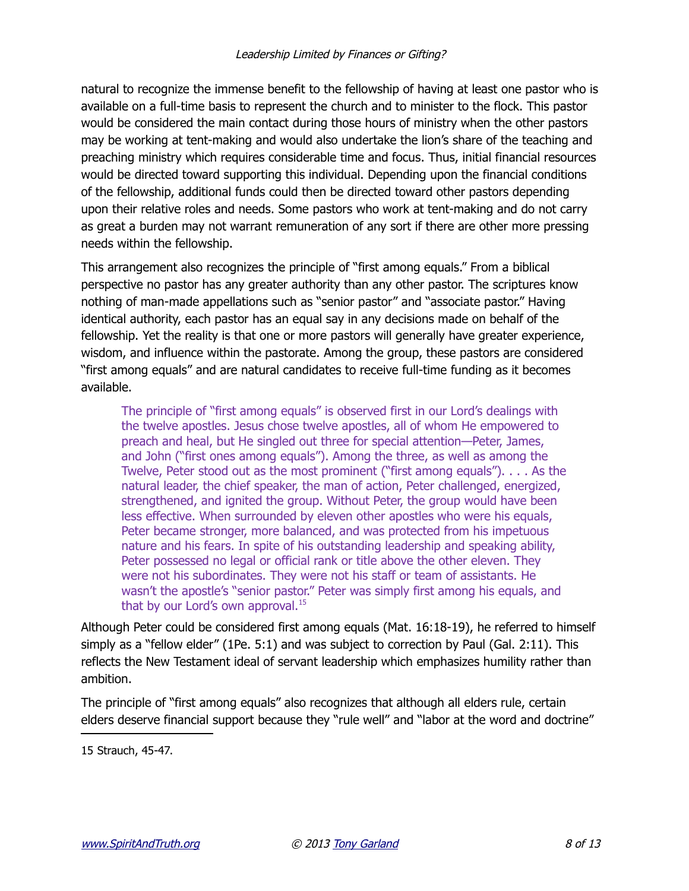natural to recognize the immense benefit to the fellowship of having at least one pastor who is available on a full-time basis to represent the church and to minister to the flock. This pastor would be considered the main contact during those hours of ministry when the other pastors may be working at tent-making and would also undertake the lion's share of the teaching and preaching ministry which requires considerable time and focus. Thus, initial financial resources would be directed toward supporting this individual. Depending upon the financial conditions of the fellowship, additional funds could then be directed toward other pastors depending upon their relative roles and needs. Some pastors who work at tent-making and do not carry as great a burden may not warrant remuneration of any sort if there are other more pressing needs within the fellowship.

This arrangement also recognizes the principle of "first among equals." From a biblical perspective no pastor has any greater authority than any other pastor. The scriptures know nothing of man-made appellations such as "senior pastor" and "associate pastor." Having identical authority, each pastor has an equal say in any decisions made on behalf of the fellowship. Yet the reality is that one or more pastors will generally have greater experience, wisdom, and influence within the pastorate. Among the group, these pastors are considered "first among equals" and are natural candidates to receive full-time funding as it becomes available.

> The principle of "first among equals" is observed first in our Lord's dealings with the twelve apostles. Jesus chose twelve apostles, all of whom He empowered to preach and heal, but He singled out three for special attention—Peter, James, and John ("first ones among equals"). Among the three, as well as among the Twelve, Peter stood out as the most prominent ("first among equals"). . . . As the natural leader, the chief speaker, the man of action, Peter challenged, energized, strengthened, and ignited the group. Without Peter, the group would have been less effective. When surrounded by eleven other apostles who were his equals, Peter became stronger, more balanced, and was protected from his impetuous nature and his fears. In spite of his outstanding leadership and speaking ability, Peter possessed no legal or official rank or title above the other eleven. They were not his subordinates. They were not his staff or team of assistants. He wasn't the apostle's "senior pastor." Peter was simply first among his equals, and that by our Lord's own approval.[15]

Although Peter could be considered first among equals (Mat. 16:18-19), he referred to himself simply as a "fellow elder" (1Pe. 5:1) and was subject to correction by Paul (Gal. 2:11). This reflects the New Testament ideal of servant leadership which emphasizes humility rather than ambition.

The principle of "first among equals" also recognizes that although all elders rule, certain elders deserve financial support because they "rule well" and "labor at the word and doctrine"

---

15 Strauch, 45-47.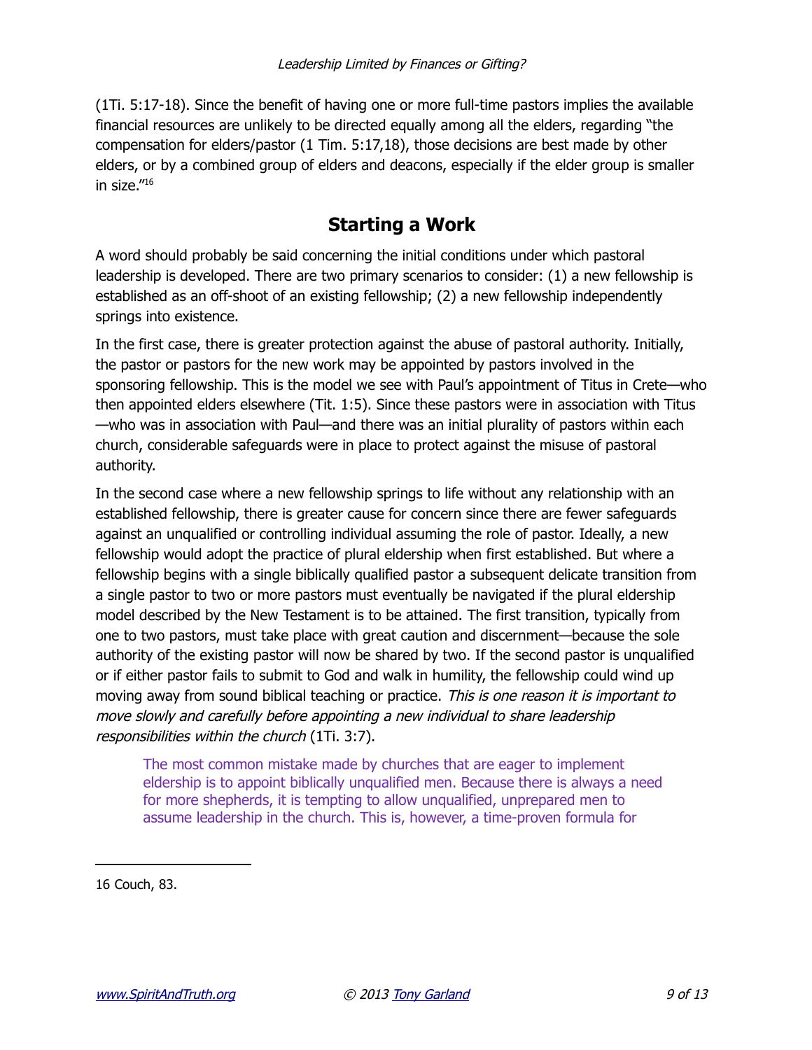(1Ti. 5:17-18). Since the benefit of having one or more full-time pastors implies the available financial resources are unlikely to be directed equally among all the elders, regarding "the compensation for elders/pastor (1 Tim. 5:17,18), those decisions are best made by other elders, or by a combined group of elders and deacons, especially if the elder group is smaller in size."[16]

## Starting a Work

A word should probably be said concerning the initial conditions under which pastoral leadership is developed. There are two primary scenarios to consider: (1) a new fellowship is established as an off-shoot of an existing fellowship; (2) a new fellowship independently springs into existence.

In the first case, there is greater protection against the abuse of pastoral authority. Initially, the pastor or pastors for the new work may be appointed by pastors involved in the sponsoring fellowship. This is the model we see with Paul's appointment of Titus in Crete—who then appointed elders elsewhere (Tit. 1:5). Since these pastors were in association with Titus—who was in association with Paul—and there was an initial plurality of pastors within each church, considerable safeguards were in place to protect against the misuse of pastoral authority.

In the second case where a new fellowship springs to life without any relationship with an established fellowship, there is greater cause for concern since there are fewer safeguards against an unqualified or controlling individual assuming the role of pastor. Ideally, a new fellowship would adopt the practice of plural eldership when first established. But where a fellowship begins with a single biblically qualified pastor a subsequent delicate transition from a single pastor to two or more pastors must eventually be navigated if the plural eldership model described by the New Testament is to be attained. The first transition, typically from one to two pastors, must take place with great caution and discernment—because the sole authority of the existing pastor will now be shared by two. If the second pastor is unqualified or if either pastor fails to submit to God and walk in humility, the fellowship could wind up moving away from sound biblical teaching or practice. *This is one reason it is important to move slowly and carefully before appointing a new individual to share leadership responsibilities within the church* (1Ti. 3:7).

> The most common mistake made by churches that are eager to implement eldership is to appoint biblically unqualified men. Because there is always a need for more shepherds, it is tempting to allow unqualified, unprepared men to assume leadership in the church. This is, however, a time-proven formula for

---

16 Couch, 83.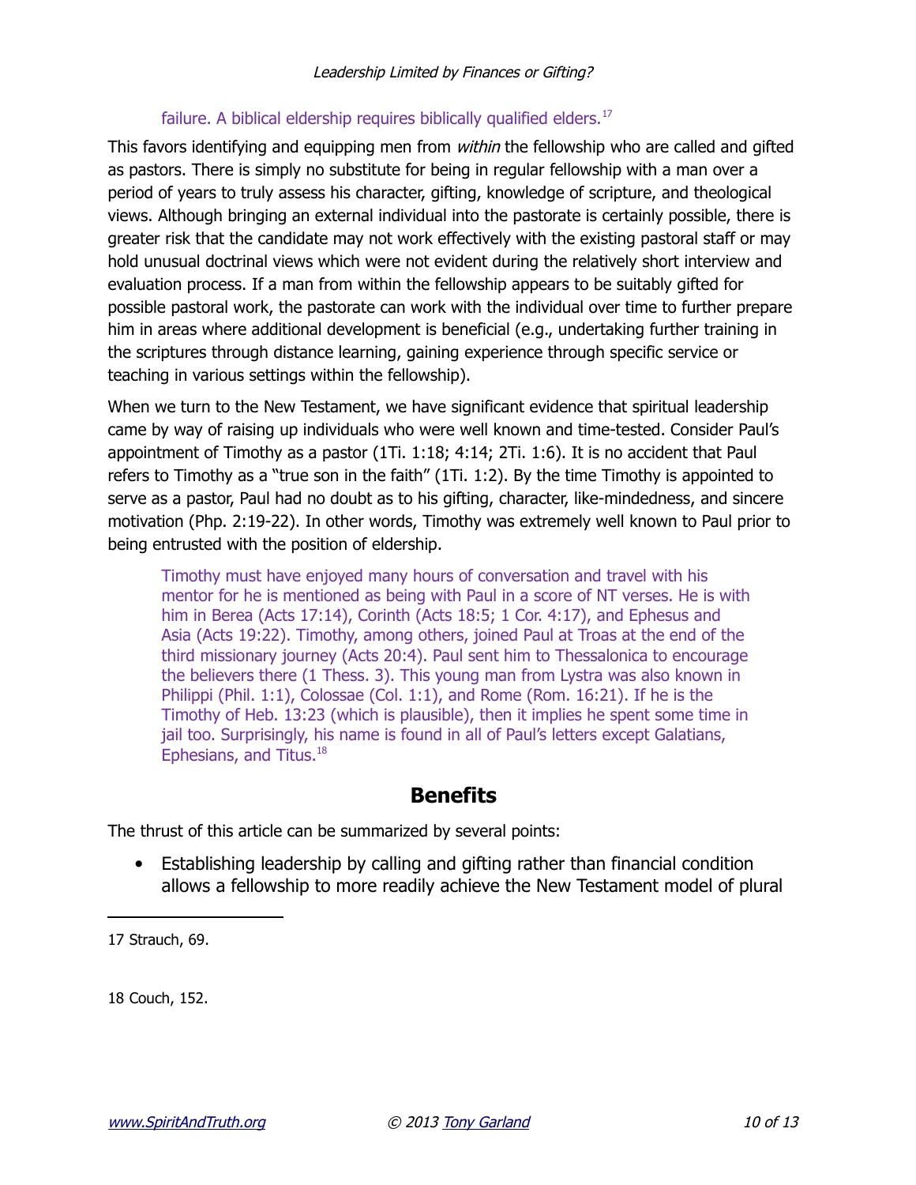failure. A biblical eldership requires biblically qualified elders.[17]

This favors identifying and equipping men from *within* the fellowship who are called and gifted as pastors. There is simply no substitute for being in regular fellowship with a man over a period of years to truly assess his character, gifting, knowledge of scripture, and theological views. Although bringing an external individual into the pastorate is certainly possible, there is greater risk that the candidate may not work effectively with the existing pastoral staff or may hold unusual doctrinal views which were not evident during the relatively short interview and evaluation process. If a man from within the fellowship appears to be suitably gifted for possible pastoral work, the pastorate can work with the individual over time to further prepare him in areas where additional development is beneficial (e.g., undertaking further training in the scriptures through distance learning, gaining experience through specific service or teaching in various settings within the fellowship).

When we turn to the New Testament, we have significant evidence that spiritual leadership came by way of raising up individuals who were well known and time-tested. Consider Paul's appointment of Timothy as a pastor (1Ti. 1:18; 4:14; 2Ti. 1:6). It is no accident that Paul refers to Timothy as a "true son in the faith" (1Ti. 1:2). By the time Timothy is appointed to serve as a pastor, Paul had no doubt as to his gifting, character, like-mindedness, and sincere motivation (Php. 2:19-22). In other words, Timothy was extremely well known to Paul prior to being entrusted with the position of eldership.

> Timothy must have enjoyed many hours of conversation and travel with his mentor for he is mentioned as being with Paul in a score of NT verses. He is with him in Berea (Acts 17:14), Corinth (Acts 18:5; 1 Cor. 4:17), and Ephesus and Asia (Acts 19:22). Timothy, among others, joined Paul at Troas at the end of the third missionary journey (Acts 20:4). Paul sent him to Thessalonica to encourage the believers there (1 Thess. 3). This young man from Lystra was also known in Philippi (Phil. 1:1), Colossae (Col. 1:1), and Rome (Rom. 16:21). If he is the Timothy of Heb. 13:23 (which is plausible), then it implies he spent some time in jail too. Surprisingly, his name is found in all of Paul's letters except Galatians, Ephesians, and Titus.[18]

## Benefits

The thrust of this article can be summarized by several points:

- Establishing leadership by calling and gifting rather than financial condition allows a fellowship to more readily achieve the New Testament model of plural

---

17 Strauch, 69.

18 Couch, 152.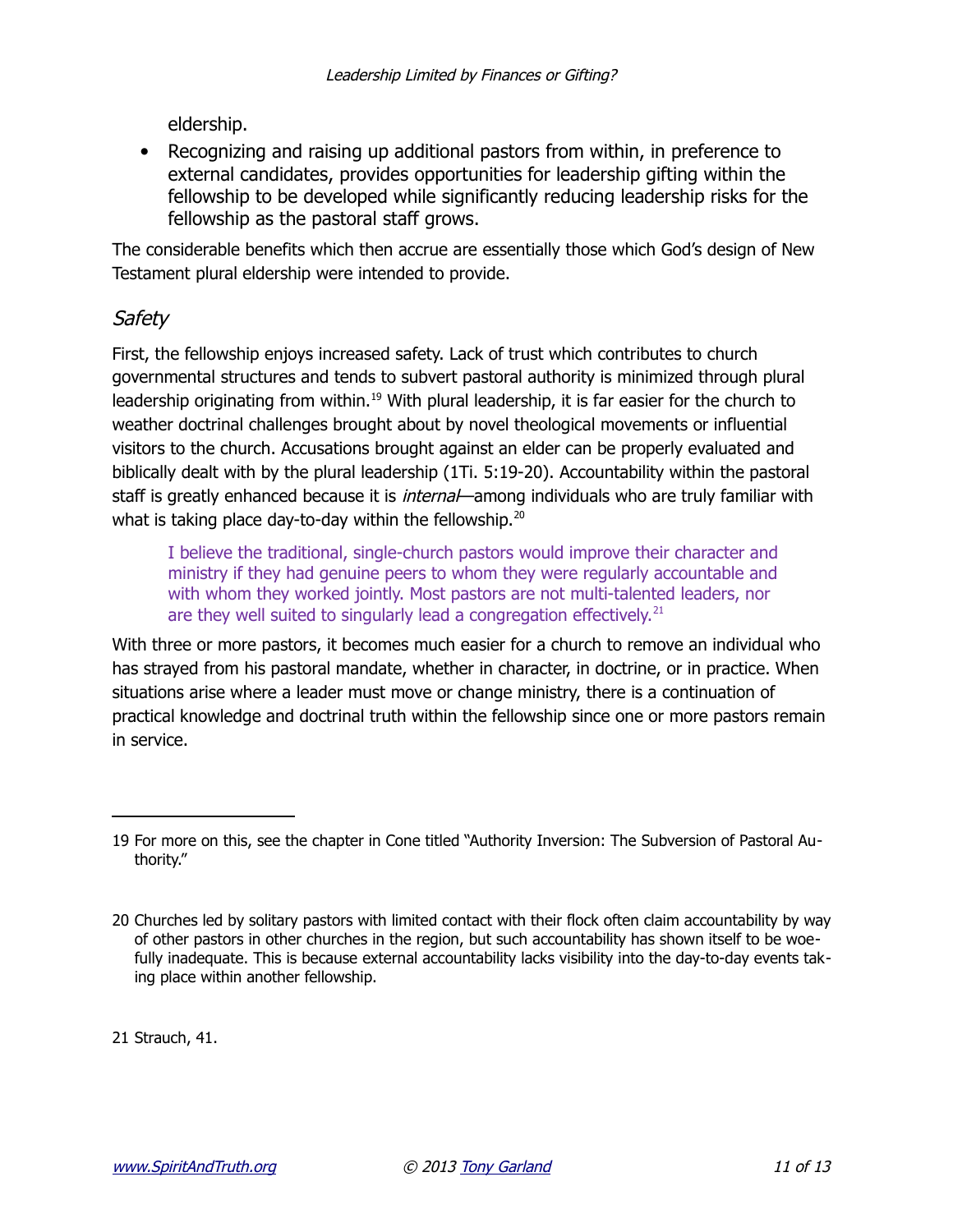eldership.

- Recognizing and raising up additional pastors from within, in preference to external candidates, provides opportunities for leadership gifting within the fellowship to be developed while significantly reducing leadership risks for the fellowship as the pastoral staff grows.

The considerable benefits which then accrue are essentially those which God's design of New Testament plural eldership were intended to provide.

## *Safety*

First, the fellowship enjoys increased safety. Lack of trust which contributes to church governmental structures and tends to subvert pastoral authority is minimized through plural leadership originating from within.[19] With plural leadership, it is far easier for the church to weather doctrinal challenges brought about by novel theological movements or influential visitors to the church. Accusations brought against an elder can be properly evaluated and biblically dealt with by the plural leadership (1Ti. 5:19-20). Accountability within the pastoral staff is greatly enhanced because it is *internal*—among individuals who are truly familiar with what is taking place day-to-day within the fellowship.[20]

> I believe the traditional, single-church pastors would improve their character and ministry if they had genuine peers to whom they were regularly accountable and with whom they worked jointly. Most pastors are not multi-talented leaders, nor are they well suited to singularly lead a congregation effectively.[21]

With three or more pastors, it becomes much easier for a church to remove an individual who has strayed from his pastoral mandate, whether in character, in doctrine, or in practice. When situations arise where a leader must move or change ministry, there is a continuation of practical knowledge and doctrinal truth within the fellowship since one or more pastors remain in service.

---

19 For more on this, see the chapter in Cone titled "Authority Inversion: The Subversion of Pastoral Authority."

20 Churches led by solitary pastors with limited contact with their flock often claim accountability by way of other pastors in other churches in the region, but such accountability has shown itself to be woefully inadequate. This is because external accountability lacks visibility into the day-to-day events taking place within another fellowship.

21 Strauch, 41.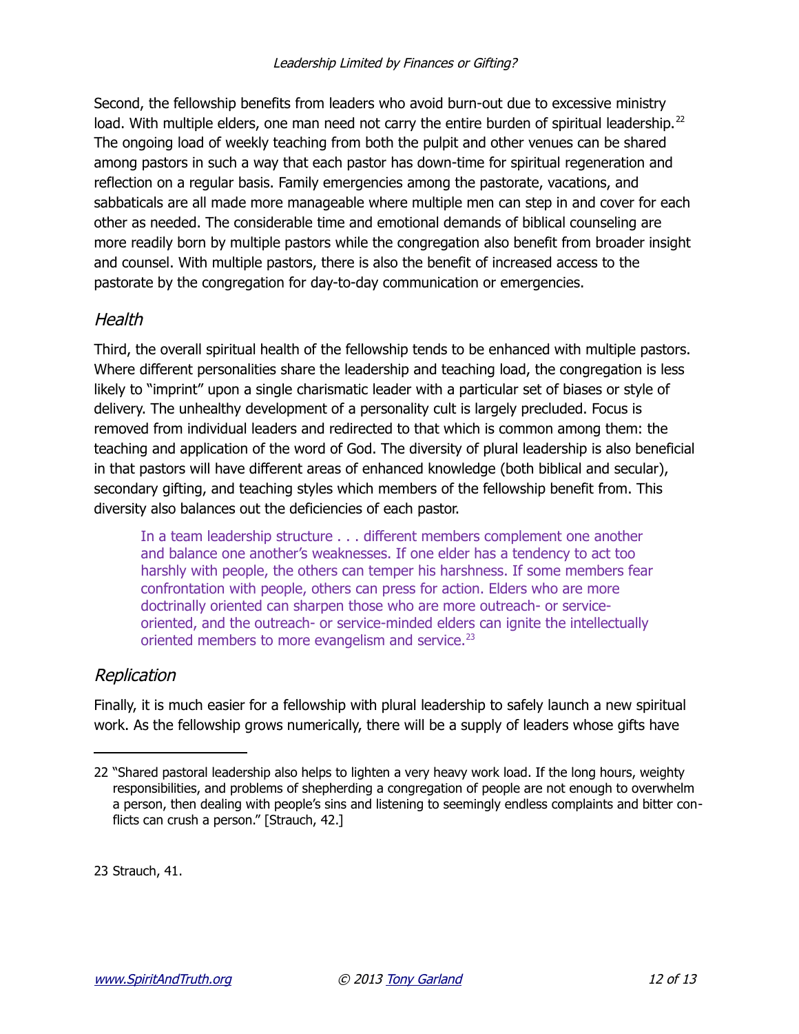Second, the fellowship benefits from leaders who avoid burn-out due to excessive ministry load. With multiple elders, one man need not carry the entire burden of spiritual leadership.[22] The ongoing load of weekly teaching from both the pulpit and other venues can be shared among pastors in such a way that each pastor has down-time for spiritual regeneration and reflection on a regular basis. Family emergencies among the pastorate, vacations, and sabbaticals are all made more manageable where multiple men can step in and cover for each other as needed. The considerable time and emotional demands of biblical counseling are more readily born by multiple pastors while the congregation also benefit from broader insight and counsel. With multiple pastors, there is also the benefit of increased access to the pastorate by the congregation for day-to-day communication or emergencies.

## *Health*

Third, the overall spiritual health of the fellowship tends to be enhanced with multiple pastors. Where different personalities share the leadership and teaching load, the congregation is less likely to "imprint" upon a single charismatic leader with a particular set of biases or style of delivery. The unhealthy development of a personality cult is largely precluded. Focus is removed from individual leaders and redirected to that which is common among them: the teaching and application of the word of God. The diversity of plural leadership is also beneficial in that pastors will have different areas of enhanced knowledge (both biblical and secular), secondary gifting, and teaching styles which members of the fellowship benefit from. This diversity also balances out the deficiencies of each pastor.

> In a team leadership structure . . . different members complement one another and balance one another's weaknesses. If one elder has a tendency to act too harshly with people, the others can temper his harshness. If some members fear confrontation with people, others can press for action. Elders who are more doctrinally oriented can sharpen those who are more outreach- or service-oriented, and the outreach- or service-minded elders can ignite the intellectually oriented members to more evangelism and service.[23]

## *Replication*

Finally, it is much easier for a fellowship with plural leadership to safely launch a new spiritual work. As the fellowship grows numerically, there will be a supply of leaders whose gifts have

---

22 "Shared pastoral leadership also helps to lighten a very heavy work load. If the long hours, weighty responsibilities, and problems of shepherding a congregation of people are not enough to overwhelm a person, then dealing with people's sins and listening to seemingly endless complaints and bitter conflicts can crush a person." [Strauch, 42.]

23 Strauch, 41.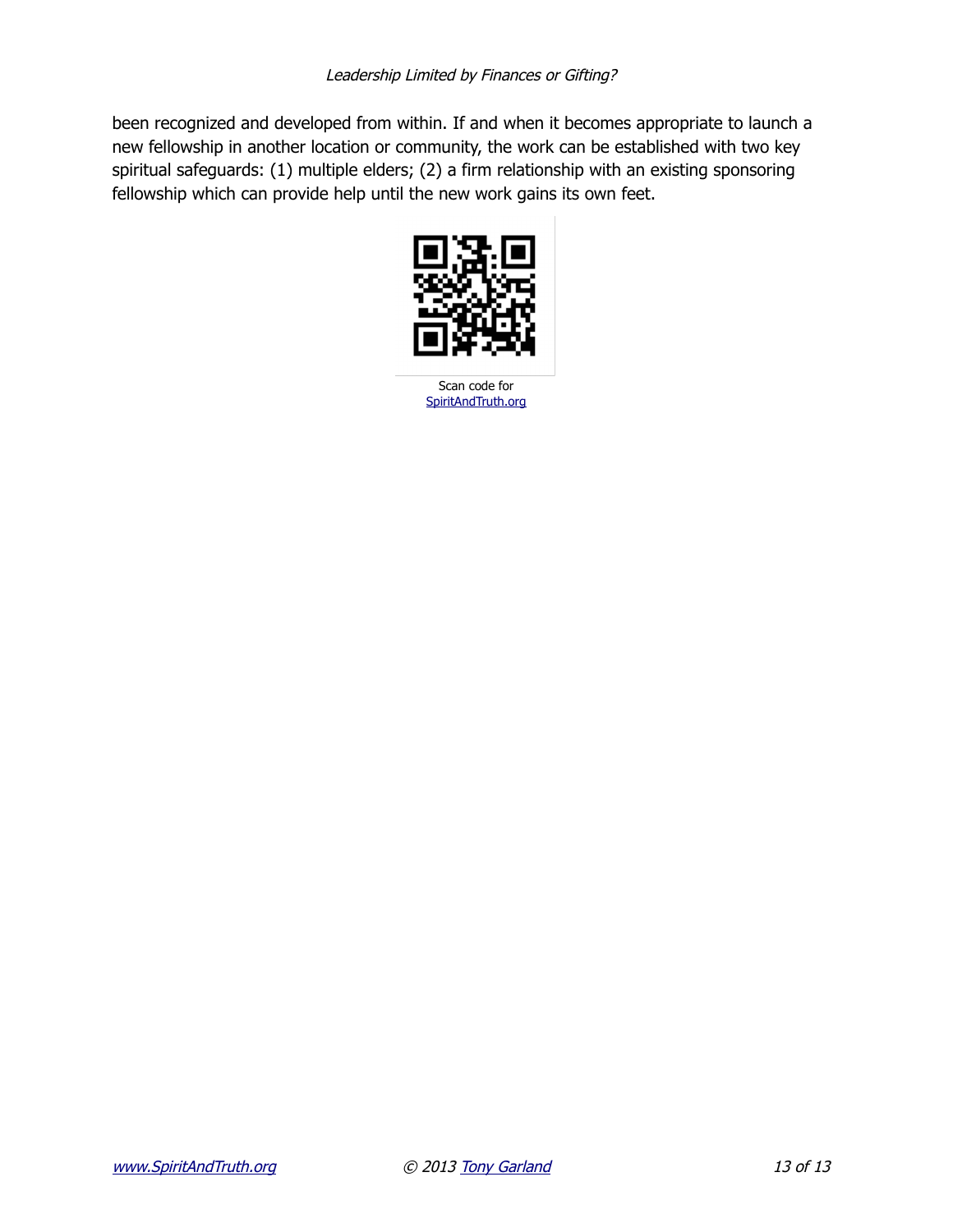been recognized and developed from within. If and when it becomes appropriate to launch a new fellowship in another location or community, the work can be established with two key spiritual safeguards: (1) multiple elders; (2) a firm relationship with an existing sponsoring fellowship which can provide help until the new work gains its own feet.

Scan code for
SpiritAndTruth.org